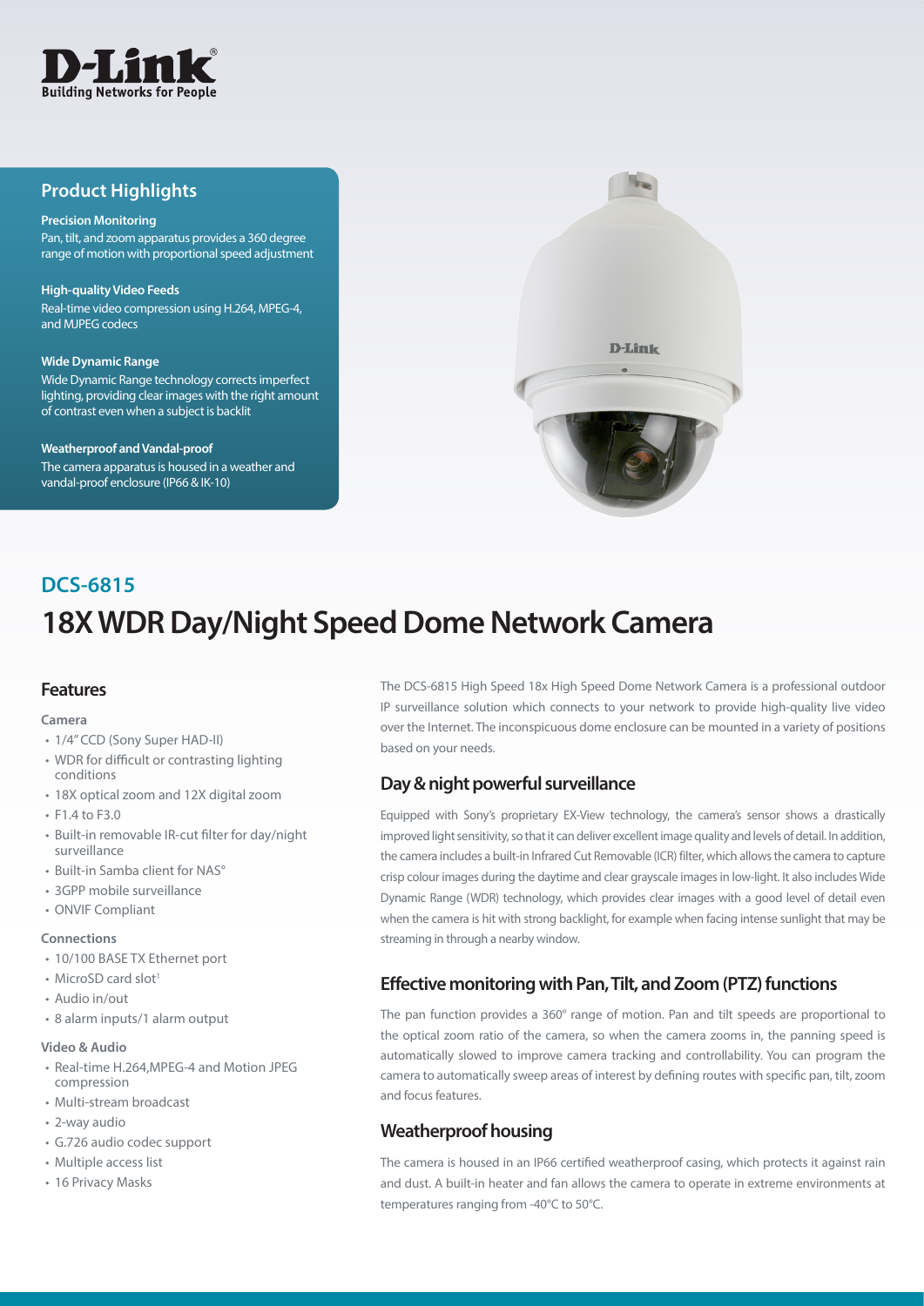## Product Highlights

**Precision Monitoring**
Pan, tilt, and zoom apparatus provides a 360 degree range of motion with proportional speed adjustment

**High-quality Video Feeds**
Real-time video compression using H.264, MPEG-4, and MJPEG codecs

**Wide Dynamic Range**
Wide Dynamic Range technology corrects imperfect lighting, providing clear images with the right amount of contrast even when a subject is backlit

**Weatherproof and Vandal-proof**
The camera apparatus is housed in a weather and vandal-proof enclosure (IP66 & IK-10)

## DCS-6815

# 18X WDR Day/Night Speed Dome Network Camera

## Features

**Camera**

- 1/4" CCD (Sony Super HAD-II)
- WDR for difficult or contrasting lighting conditions
- 18X optical zoom and 12X digital zoom
- F1.4 to F3.0
- Built-in removable IR-cut filter for day/night surveillance
- Built-in Samba client for NAS°
- 3GPP mobile surveillance
- ONVIF Compliant

**Connections**

- 10/100 BASE TX Ethernet port
- MicroSD card slot[1]
- Audio in/out
- 8 alarm inputs/1 alarm output

**Video & Audio**

- Real-time H.264,MPEG-4 and Motion JPEG compression
- Multi-stream broadcast
- 2-way audio
- G.726 audio codec support
- Multiple access list
- 16 Privacy Masks

The DCS-6815 High Speed 18x High Speed Dome Network Camera is a professional outdoor IP surveillance solution which connects to your network to provide high-quality live video over the Internet. The inconspicuous dome enclosure can be mounted in a variety of positions based on your needs.

### Day & night powerful surveillance

Equipped with Sony's proprietary EX-View technology, the camera's sensor shows a drastically improved light sensitivity, so that it can deliver excellent image quality and levels of detail. In addition, the camera includes a built-in Infrared Cut Removable (ICR) filter, which allows the camera to capture crisp colour images during the daytime and clear grayscale images in low-light. It also includes Wide Dynamic Range (WDR) technology, which provides clear images with a good level of detail even when the camera is hit with strong backlight, for example when facing intense sunlight that may be streaming in through a nearby window.

### Effective monitoring with Pan, Tilt, and Zoom (PTZ) functions

The pan function provides a 360° range of motion. Pan and tilt speeds are proportional to the optical zoom ratio of the camera, so when the camera zooms in, the panning speed is automatically slowed to improve camera tracking and controllability. You can program the camera to automatically sweep areas of interest by defining routes with specific pan, tilt, zoom and focus features.

### Weatherproof housing

The camera is housed in an IP66 certified weatherproof casing, which protects it against rain and dust. A built-in heater and fan allows the camera to operate in extreme environments at temperatures ranging from -40°C to 50°C.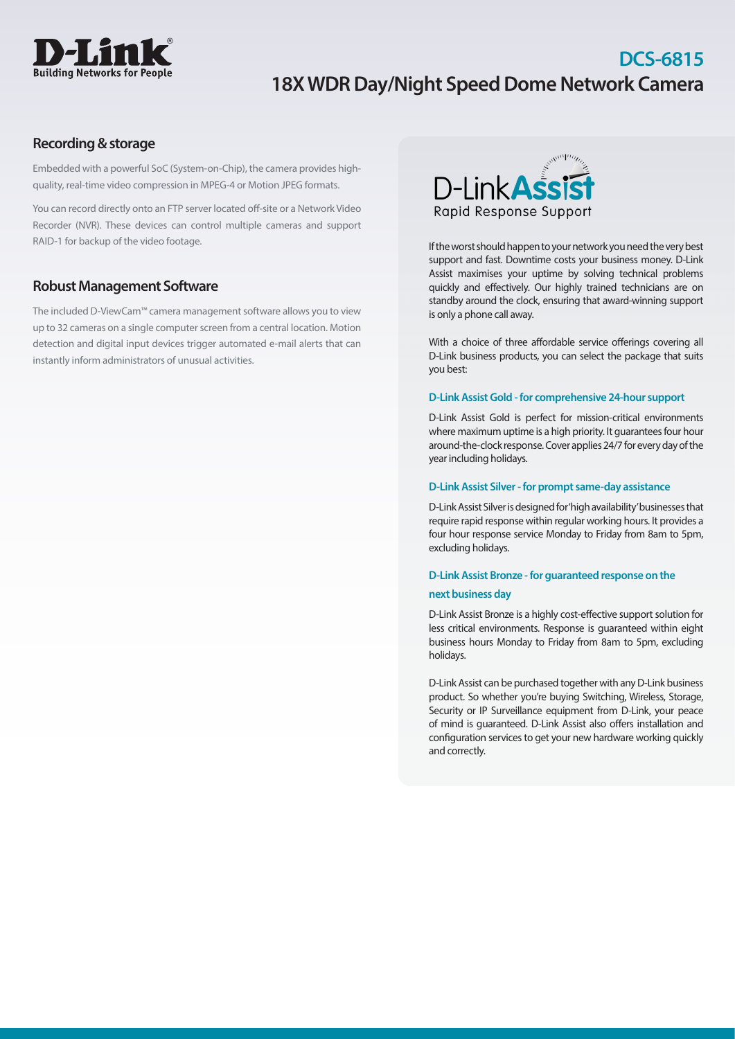## Recording & storage

Embedded with a powerful SoC (System-on-Chip), the camera provides high-quality, real-time video compression in MPEG-4 or Motion JPEG formats.

You can record directly onto an FTP server located off-site or a Network Video Recorder (NVR). These devices can control multiple cameras and support RAID-1 for backup of the video footage.

## Robust Management Software

The included D-ViewCam™ camera management software allows you to view up to 32 cameras on a single computer screen from a central location. Motion detection and digital input devices trigger automated e-mail alerts that can instantly inform administrators of unusual activities.

## D-Link Assist

Rapid Response Support

If the worst should happen to your network you need the very best support and fast. Downtime costs your business money. D-Link Assist maximises your uptime by solving technical problems quickly and effectively. Our highly trained technicians are on standby around the clock, ensuring that award-winning support is only a phone call away.

With a choice of three affordable service offerings covering all D-Link business products, you can select the package that suits you best:

### D-Link Assist Gold - for comprehensive 24-hour support

D-Link Assist Gold is perfect for mission-critical environments where maximum uptime is a high priority. It guarantees four hour around-the-clock response. Cover applies 24/7 for every day of the year including holidays.

### D-Link Assist Silver - for prompt same-day assistance

D-Link Assist Silver is designed for 'high availability' businesses that require rapid response within regular working hours. It provides a four hour response service Monday to Friday from 8am to 5pm, excluding holidays.

### D-Link Assist Bronze - for guaranteed response on the next business day

D-Link Assist Bronze is a highly cost-effective support solution for less critical environments. Response is guaranteed within eight business hours Monday to Friday from 8am to 5pm, excluding holidays.

D-Link Assist can be purchased together with any D-Link business product. So whether you're buying Switching, Wireless, Storage, Security or IP Surveillance equipment from D-Link, your peace of mind is guaranteed. D-Link Assist also offers installation and configuration services to get your new hardware working quickly and correctly.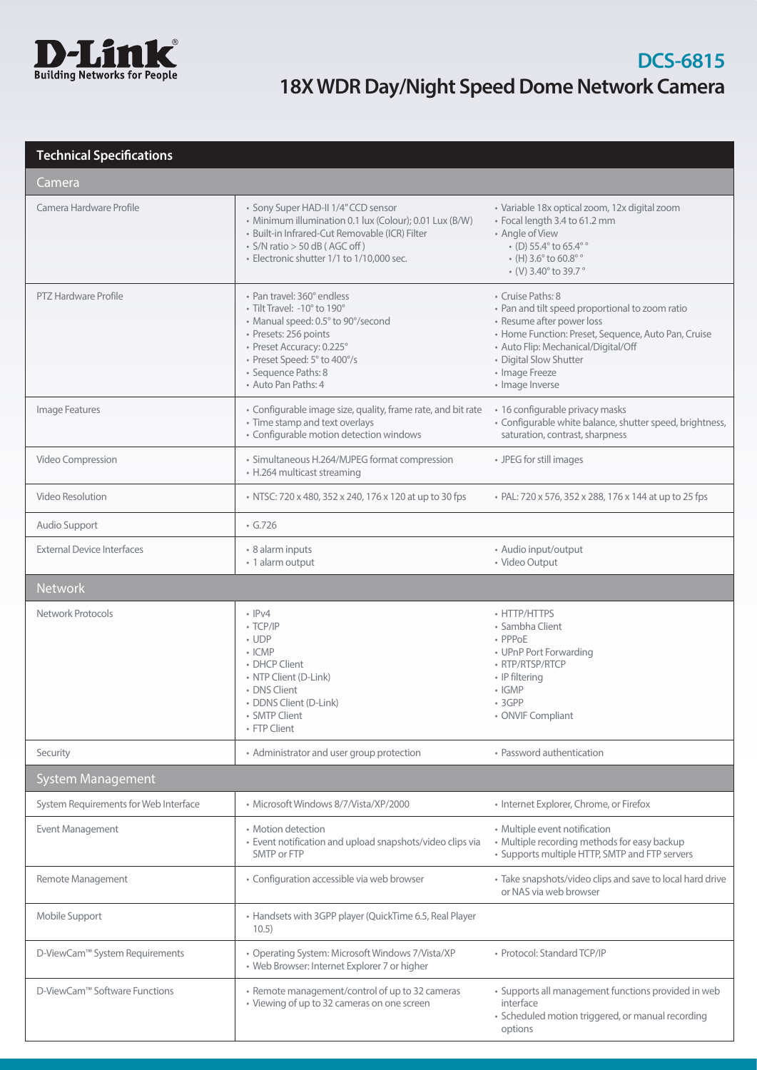# DCS-6815

## 18X WDR Day/Night Speed Dome Network Camera

## Technical Specifications

### Camera

| | | |
|---|---|---|
| Camera Hardware Profile | • Sony Super HAD-II 1/4" CCD sensor<br>• Minimum illumination 0.1 lux (Colour); 0.01 Lux (B/W)<br>• Built-in Infrared-Cut Removable (ICR) Filter<br>• S/N ratio > 50 dB ( AGC off )<br>• Electronic shutter 1/1 to 1/10,000 sec. | • Variable 18x optical zoom, 12x digital zoom<br>• Focal length 3.4 to 61.2 mm<br>• Angle of View<br>• (D) 55.4° to 65.4° °<br>• (H) 3.6° to 60.8° °<br>• (V) 3.40° to 39.7 ° |
| PTZ Hardware Profile | • Pan travel: 360° endless<br>• Tilt Travel: -10° to 190°<br>• Manual speed: 0.5° to 90°/second<br>• Presets: 256 points<br>• Preset Accuracy: 0.225°<br>• Preset Speed: 5° to 400°/s<br>• Sequence Paths: 8<br>• Auto Pan Paths: 4 | • Cruise Paths: 8<br>• Pan and tilt speed proportional to zoom ratio<br>• Resume after power loss<br>• Home Function: Preset, Sequence, Auto Pan, Cruise<br>• Auto Flip: Mechanical/Digital/Off<br>• Digital Slow Shutter<br>• Image Freeze<br>• Image Inverse |
| Image Features | • Configurable image size, quality, frame rate, and bit rate<br>• Time stamp and text overlays<br>• Configurable motion detection windows | • 16 configurable privacy masks<br>• Configurable white balance, shutter speed, brightness, saturation, contrast, sharpness |
| Video Compression | • Simultaneous H.264/MJPEG format compression<br>• H.264 multicast streaming | • JPEG for still images |
| Video Resolution | • NTSC: 720 x 480, 352 x 240, 176 x 120 at up to 30 fps | • PAL: 720 x 576, 352 x 288, 176 x 144 at up to 25 fps |
| Audio Support | • G.726 | |
| External Device Interfaces | • 8 alarm inputs<br>• 1 alarm output | • Audio input/output<br>• Video Output |

### Network

| | | |
|---|---|---|
| Network Protocols | • IPv4<br>• TCP/IP<br>• UDP<br>• ICMP<br>• DHCP Client<br>• NTP Client (D-Link)<br>• DNS Client<br>• DDNS Client (D-Link)<br>• SMTP Client<br>• FTP Client | • HTTP/HTTPS<br>• Sambha Client<br>• PPPoE<br>• UPnP Port Forwarding<br>• RTP/RTSP/RTCP<br>• IP filtering<br>• IGMP<br>• 3GPP<br>• ONVIF Compliant |
| Security | • Administrator and user group protection | • Password authentication |

### System Management

| | | |
|---|---|---|
| System Requirements for Web Interface | • Microsoft Windows 8/7/Vista/XP/2000 | • Internet Explorer, Chrome, or Firefox |
| Event Management | • Motion detection<br>• Event notification and upload snapshots/video clips via SMTP or FTP | • Multiple event notification<br>• Multiple recording methods for easy backup<br>• Supports multiple HTTP, SMTP and FTP servers |
| Remote Management | • Configuration accessible via web browser | • Take snapshots/video clips and save to local hard drive or NAS via web browser |
| Mobile Support | • Handsets with 3GPP player (QuickTime 6.5, Real Player 10.5) | |
| D-ViewCam™ System Requirements | • Operating System: Microsoft Windows 7/Vista/XP<br>• Web Browser: Internet Explorer 7 or higher | • Protocol: Standard TCP/IP |
| D-ViewCam™ Software Functions | • Remote management/control of up to 32 cameras<br>• Viewing of up to 32 cameras on one screen | • Supports all management functions provided in web interface<br>• Scheduled motion triggered, or manual recording options |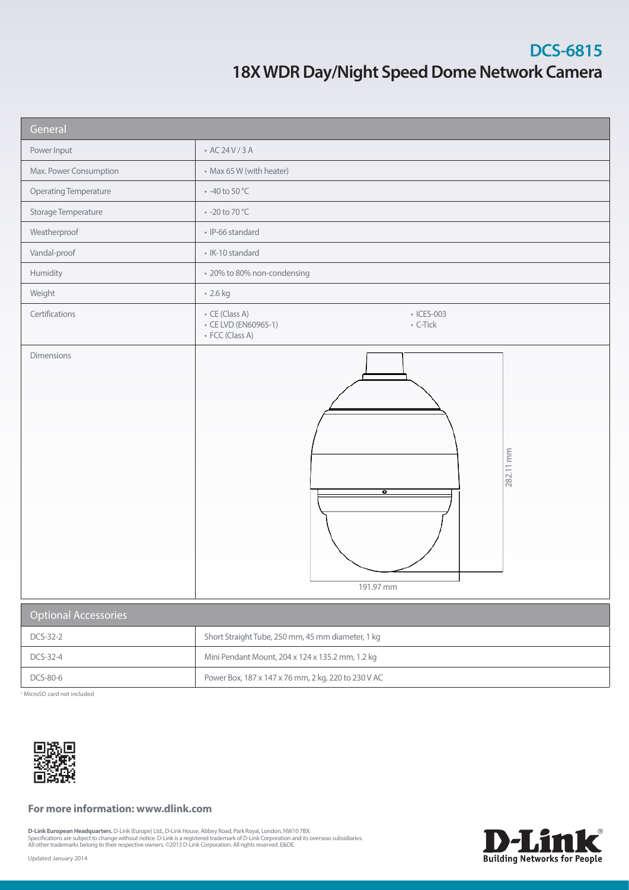# DCS-6815

## 18X WDR Day/Night Speed Dome Network Camera

| General | |
|---|---|
| Power Input | • AC 24 V / 3 A |
| Max. Power Consumption | • Max 65 W (with heater) |
| Operating Temperature | • -40 to 50 °C |
| Storage Temperature | • -20 to 70 °C |
| Weatherproof | • IP-66 standard |
| Vandal-proof | • IK-10 standard |
| Humidity | • 20% to 80% non-condensing |
| Weight | • 2.6 kg |
| Certifications | • CE (Class A) • CE LVD (EN60965-1) • FCC (Class A) • ICES-003 • C-Tick |
| Dimensions | 282.11 mm 191.97 mm |

| Optional Accessories | |
|---|---|
| DCS-32-2 | Short Straight Tube, 250 mm, 45 mm diameter, 1 kg |
| DCS-32-4 | Mini Pendant Mount, 204 x 124 x 135.2 mm, 1.2 kg |
| DCS-80-6 | Power Box, 187 x 147 x 76 mm, 2 kg, 220 to 230 V AC |

[1] MicroSD card not included

**For more information: www.dlink.com**

**D-Link European Headquarters.** D-Link (Europe) Ltd., D-Link House, Abbey Road, Park Royal, London, NW10 7BX.
Specifications are subject to change without notice. D-Link is a registered trademark of D-Link Corporation and its overseas subsidiaries.
All other trademarks belong to their respective owners. ©2013 D-Link Corporation. All rights reserved. E&OE.

Updated January 2014

D-Link® Building Networks for People